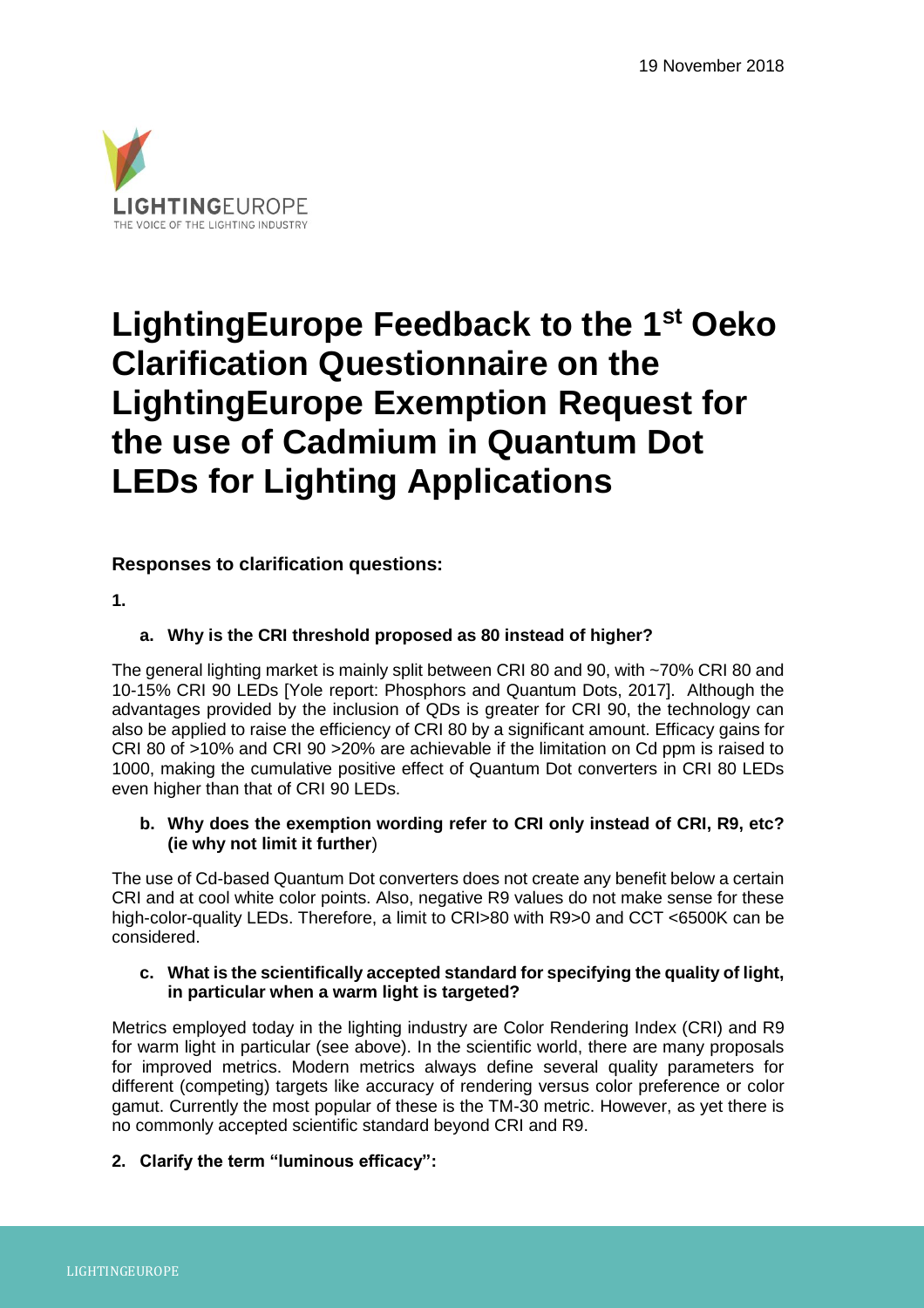19 November 2018

LIGHTINGEUROPE
THE VOICE OF THE LIGHTING INDUSTRY

# LightingEurope Feedback to the 1st Oeko Clarification Questionnaire on the LightingEurope Exemption Request for the use of Cadmium in Quantum Dot LEDs for Lighting Applications

**Responses to clarification questions:**

**1.**

**a. Why is the CRI threshold proposed as 80 instead of higher?**

The general lighting market is mainly split between CRI 80 and 90, with ~70% CRI 80 and 10-15% CRI 90 LEDs [Yole report: Phosphors and Quantum Dots, 2017]. Although the advantages provided by the inclusion of QDs is greater for CRI 90, the technology can also be applied to raise the efficiency of CRI 80 by a significant amount. Efficacy gains for CRI 80 of >10% and CRI 90 >20% are achievable if the limitation on Cd ppm is raised to 1000, making the cumulative positive effect of Quantum Dot converters in CRI 80 LEDs even higher than that of CRI 90 LEDs.

**b. Why does the exemption wording refer to CRI only instead of CRI, R9, etc? (ie why not limit it further)**

The use of Cd-based Quantum Dot converters does not create any benefit below a certain CRI and at cool white color points. Also, negative R9 values do not make sense for these high-color-quality LEDs. Therefore, a limit to CRI>80 with R9>0 and CCT <6500K can be considered.

**c. What is the scientifically accepted standard for specifying the quality of light, in particular when a warm light is targeted?**

Metrics employed today in the lighting industry are Color Rendering Index (CRI) and R9 for warm light in particular (see above). In the scientific world, there are many proposals for improved metrics. Modern metrics always define several quality parameters for different (competing) targets like accuracy of rendering versus color preference or color gamut. Currently the most popular of these is the TM-30 metric. However, as yet there is no commonly accepted scientific standard beyond CRI and R9.

**2. Clarify the term "luminous efficacy":**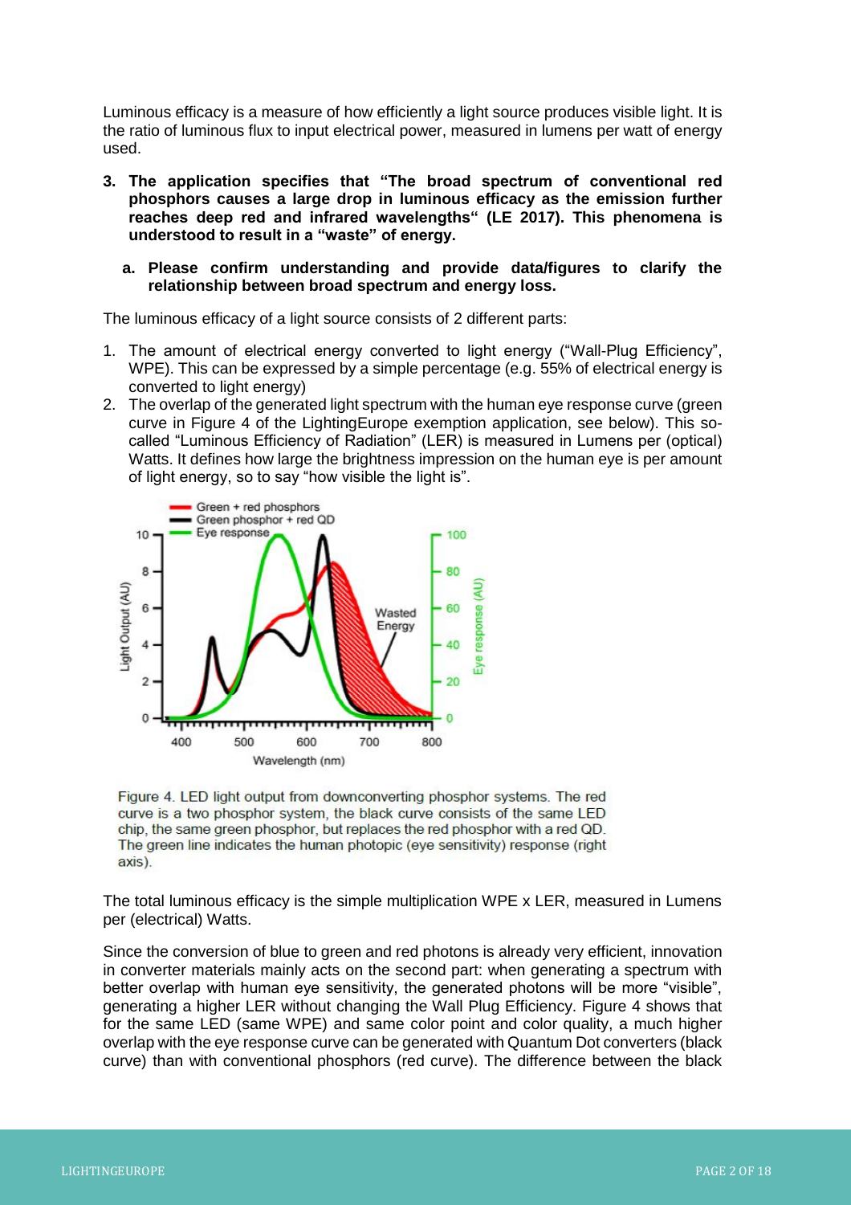Luminous efficacy is a measure of how efficiently a light source produces visible light. It is the ratio of luminous flux to input electrical power, measured in lumens per watt of energy used.

3. **The application specifies that "The broad spectrum of conventional red phosphors causes a large drop in luminous efficacy as the emission further reaches deep red and infrared wavelengths" (LE 2017). This phenomena is understood to result in a "waste" of energy.**

   a. **Please confirm understanding and provide data/figures to clarify the relationship between broad spectrum and energy loss.**

The luminous efficacy of a light source consists of 2 different parts:

1. The amount of electrical energy converted to light energy ("Wall-Plug Efficiency", WPE). This can be expressed by a simple percentage (e.g. 55% of electrical energy is converted to light energy)
2. The overlap of the generated light spectrum with the human eye response curve (green curve in Figure 4 of the LightingEurope exemption application, see below). This so-called "Luminous Efficiency of Radiation" (LER) is measured in Lumens per (optical) Watts. It defines how large the brightness impression on the human eye is per amount of light energy, so to say "how visible the light is".

Figure 4. LED light output from downconverting phosphor systems. The red curve is a two phosphor system, the black curve consists of the same LED chip, the same green phosphor, but replaces the red phosphor with a red QD. The green line indicates the human photopic (eye sensitivity) response (right axis).

The total luminous efficacy is the simple multiplication WPE x LER, measured in Lumens per (electrical) Watts.

Since the conversion of blue to green and red photons is already very efficient, innovation in converter materials mainly acts on the second part: when generating a spectrum with better overlap with human eye sensitivity, the generated photons will be more "visible", generating a higher LER without changing the Wall Plug Efficiency. Figure 4 shows that for the same LED (same WPE) and same color point and color quality, a much higher overlap with the eye response curve can be generated with Quantum Dot converters (black curve) than with conventional phosphors (red curve). The difference between the black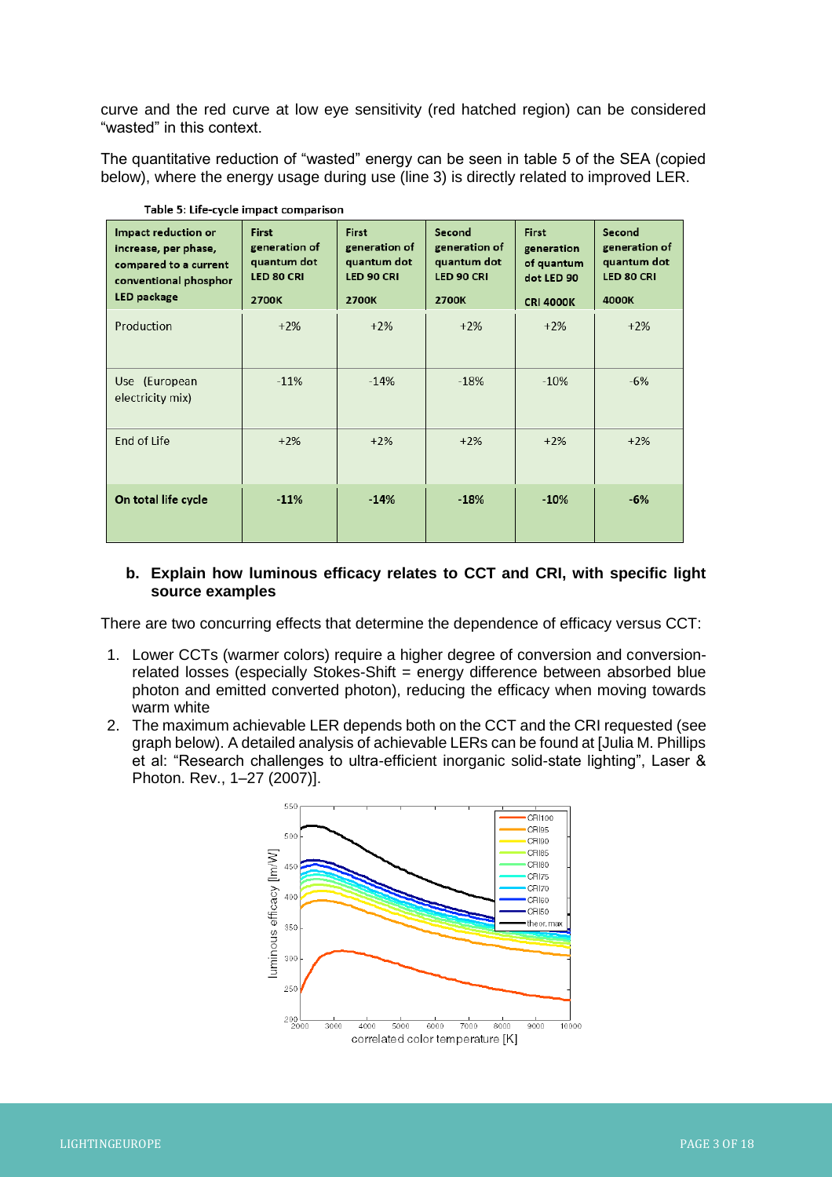curve and the red curve at low eye sensitivity (red hatched region) can be considered "wasted" in this context.

The quantitative reduction of "wasted" energy can be seen in table 5 of the SEA (copied below), where the energy usage during use (line 3) is directly related to improved LER.

Table 5: Life-cycle impact comparison

| Impact reduction or increase, per phase, compared to a current conventional phosphor LED package | First generation of quantum dot LED 80 CRI 2700K | First generation of quantum dot LED 90 CRI 2700K | Second generation of quantum dot LED 90 CRI 2700K | First generation of quantum dot LED 90 CRI 4000K | Second generation of quantum dot LED 80 CRI 4000K |
|---|---|---|---|---|---|
| Production | +2% | +2% | +2% | +2% | +2% |
| Use (European electricity mix) | -11% | -14% | -18% | -10% | -6% |
| End of Life | +2% | +2% | +2% | +2% | +2% |
| **On total life cycle** | **-11%** | **-14%** | **-18%** | **-10%** | **-6%** |

**b. Explain how luminous efficacy relates to CCT and CRI, with specific light source examples**

There are two concurring effects that determine the dependence of efficacy versus CCT:

1. Lower CCTs (warmer colors) require a higher degree of conversion and conversion-related losses (especially Stokes-Shift = energy difference between absorbed blue photon and emitted converted photon), reducing the efficacy when moving towards warm white
2. The maximum achievable LER depends both on the CCT and the CRI requested (see graph below). A detailed analysis of achievable LERs can be found at [Julia M. Phillips et al: "Research challenges to ultra-efficient inorganic solid-state lighting", Laser & Photon. Rev., 1–27 (2007)].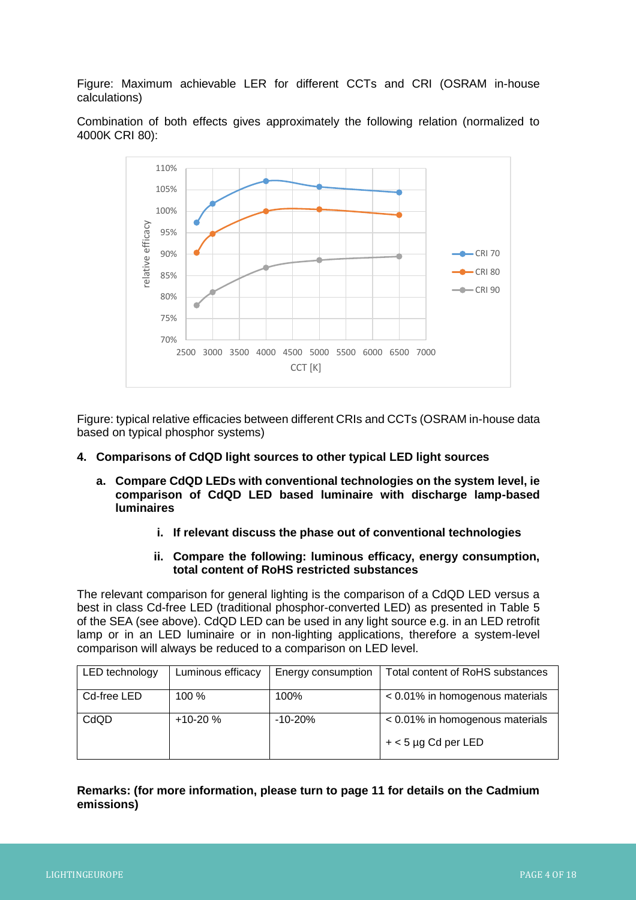Figure: Maximum achievable LER for different CCTs and CRI (OSRAM in-house calculations)

Combination of both effects gives approximately the following relation (normalized to 4000K CRI 80):

Figure: typical relative efficacies between different CRIs and CCTs (OSRAM in-house data based on typical phosphor systems)

**4. Comparisons of CdQD light sources to other typical LED light sources**

**a. Compare CdQD LEDs with conventional technologies on the system level, ie comparison of CdQD LED based luminaire with discharge lamp-based luminaires**

**i. If relevant discuss the phase out of conventional technologies**

**ii. Compare the following: luminous efficacy, energy consumption, total content of RoHS restricted substances**

The relevant comparison for general lighting is the comparison of a CdQD LED versus a best in class Cd-free LED (traditional phosphor-converted LED) as presented in Table 5 of the SEA (see above). CdQD LED can be used in any light source e.g. in an LED retrofit lamp or in an LED luminaire or in non-lighting applications, therefore a system-level comparison will always be reduced to a comparison on LED level.

| LED technology | Luminous efficacy | Energy consumption | Total content of RoHS substances |
|---|---|---|---|
| Cd-free LED | 100 % | 100% | < 0.01% in homogenous materials |
| CdQD | +10-20 % | -10-20% | < 0.01% in homogenous materials<br>+ < 5 µg Cd per LED |

**Remarks: (for more information, please turn to page 11 for details on the Cadmium emissions)**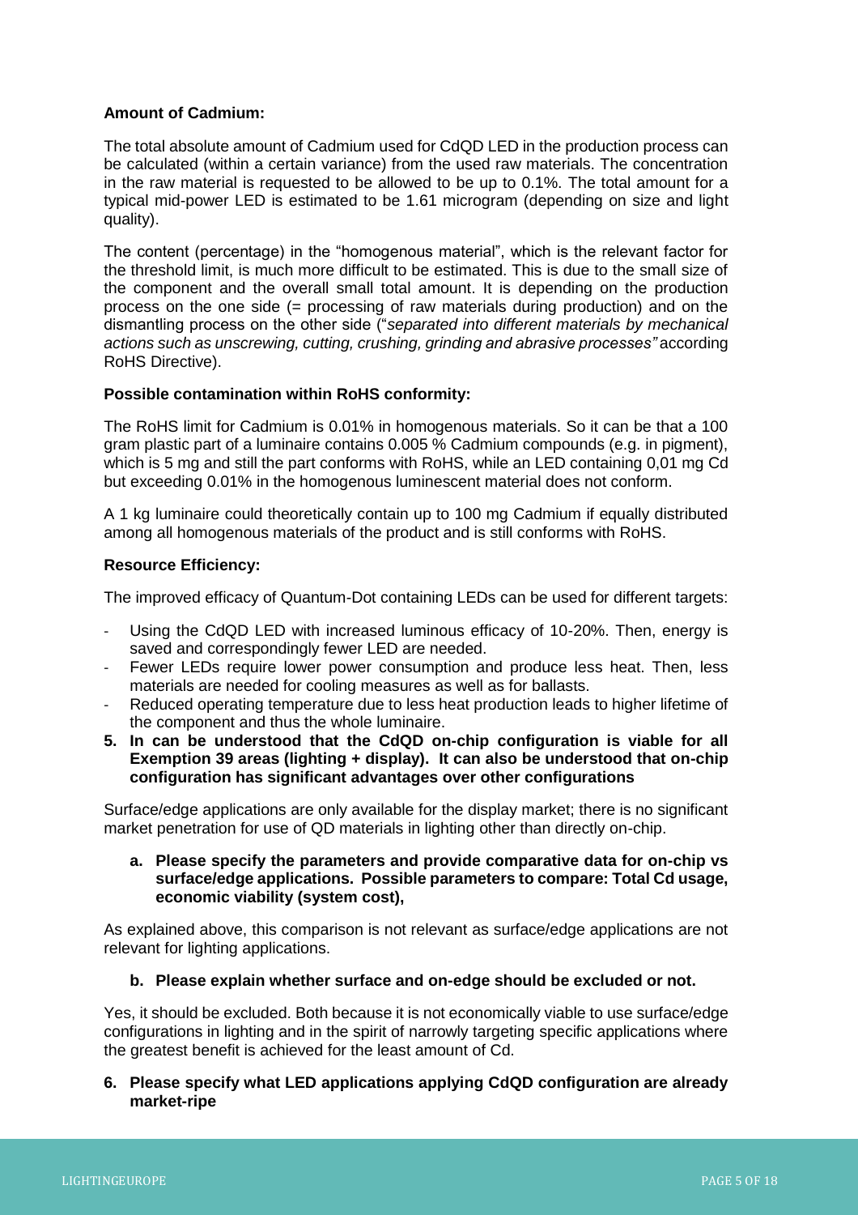**Amount of Cadmium:**

The total absolute amount of Cadmium used for CdQD LED in the production process can be calculated (within a certain variance) from the used raw materials. The concentration in the raw material is requested to be allowed to be up to 0.1%. The total amount for a typical mid-power LED is estimated to be 1.61 microgram (depending on size and light quality).

The content (percentage) in the "homogenous material", which is the relevant factor for the threshold limit, is much more difficult to be estimated. This is due to the small size of the component and the overall small total amount. It is depending on the production process on the one side (= processing of raw materials during production) and on the dismantling process on the other side ("*separated into different materials by mechanical actions such as unscrewing, cutting, crushing, grinding and abrasive processes"* according RoHS Directive).

**Possible contamination within RoHS conformity:**

The RoHS limit for Cadmium is 0.01% in homogenous materials. So it can be that a 100 gram plastic part of a luminaire contains 0.005 % Cadmium compounds (e.g. in pigment), which is 5 mg and still the part conforms with RoHS, while an LED containing 0,01 mg Cd but exceeding 0.01% in the homogenous luminescent material does not conform.

A 1 kg luminaire could theoretically contain up to 100 mg Cadmium if equally distributed among all homogenous materials of the product and is still conforms with RoHS.

**Resource Efficiency:**

The improved efficacy of Quantum-Dot containing LEDs can be used for different targets:

- Using the CdQD LED with increased luminous efficacy of 10-20%. Then, energy is saved and correspondingly fewer LED are needed.
- Fewer LEDs require lower power consumption and produce less heat. Then, less materials are needed for cooling measures as well as for ballasts.
- Reduced operating temperature due to less heat production leads to higher lifetime of the component and thus the whole luminaire.

**5. In can be understood that the CdQD on-chip configuration is viable for all Exemption 39 areas (lighting + display). It can also be understood that on-chip configuration has significant advantages over other configurations**

Surface/edge applications are only available for the display market; there is no significant market penetration for use of QD materials in lighting other than directly on-chip.

**a. Please specify the parameters and provide comparative data for on-chip vs surface/edge applications. Possible parameters to compare: Total Cd usage, economic viability (system cost),**

As explained above, this comparison is not relevant as surface/edge applications are not relevant for lighting applications.

**b. Please explain whether surface and on-edge should be excluded or not.**

Yes, it should be excluded. Both because it is not economically viable to use surface/edge configurations in lighting and in the spirit of narrowly targeting specific applications where the greatest benefit is achieved for the least amount of Cd.

**6. Please specify what LED applications applying CdQD configuration are already market-ripe**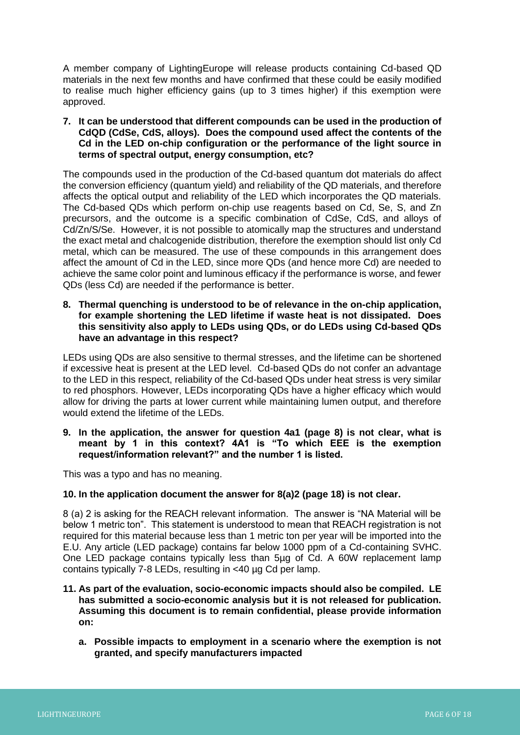A member company of LightingEurope will release products containing Cd-based QD materials in the next few months and have confirmed that these could be easily modified to realise much higher efficiency gains (up to 3 times higher) if this exemption were approved.

**7. It can be understood that different compounds can be used in the production of CdQD (CdSe, CdS, alloys). Does the compound used affect the contents of the Cd in the LED on-chip configuration or the performance of the light source in terms of spectral output, energy consumption, etc?**

The compounds used in the production of the Cd-based quantum dot materials do affect the conversion efficiency (quantum yield) and reliability of the QD materials, and therefore affects the optical output and reliability of the LED which incorporates the QD materials. The Cd-based QDs which perform on-chip use reagents based on Cd, Se, S, and Zn precursors, and the outcome is a specific combination of CdSe, CdS, and alloys of Cd/Zn/S/Se. However, it is not possible to atomically map the structures and understand the exact metal and chalcogenide distribution, therefore the exemption should list only Cd metal, which can be measured. The use of these compounds in this arrangement does affect the amount of Cd in the LED, since more QDs (and hence more Cd) are needed to achieve the same color point and luminous efficacy if the performance is worse, and fewer QDs (less Cd) are needed if the performance is better.

**8. Thermal quenching is understood to be of relevance in the on-chip application, for example shortening the LED lifetime if waste heat is not dissipated. Does this sensitivity also apply to LEDs using QDs, or do LEDs using Cd-based QDs have an advantage in this respect?**

LEDs using QDs are also sensitive to thermal stresses, and the lifetime can be shortened if excessive heat is present at the LED level. Cd-based QDs do not confer an advantage to the LED in this respect, reliability of the Cd-based QDs under heat stress is very similar to red phosphors. However, LEDs incorporating QDs have a higher efficacy which would allow for driving the parts at lower current while maintaining lumen output, and therefore would extend the lifetime of the LEDs.

**9. In the application, the answer for question 4a1 (page 8) is not clear, what is meant by 1 in this context? 4A1 is "To which EEE is the exemption request/information relevant?" and the number 1 is listed.**

This was a typo and has no meaning.

**10. In the application document the answer for 8(a)2 (page 18) is not clear.**

8 (a) 2 is asking for the REACH relevant information. The answer is "NA Material will be below 1 metric ton". This statement is understood to mean that REACH registration is not required for this material because less than 1 metric ton per year will be imported into the E.U. Any article (LED package) contains far below 1000 ppm of a Cd-containing SVHC. One LED package contains typically less than 5µg of Cd. A 60W replacement lamp contains typically 7-8 LEDs, resulting in <40 µg Cd per lamp.

**11. As part of the evaluation, socio-economic impacts should also be compiled. LE has submitted a socio-economic analysis but it is not released for publication. Assuming this document is to remain confidential, please provide information on:**

**a. Possible impacts to employment in a scenario where the exemption is not granted, and specify manufacturers impacted**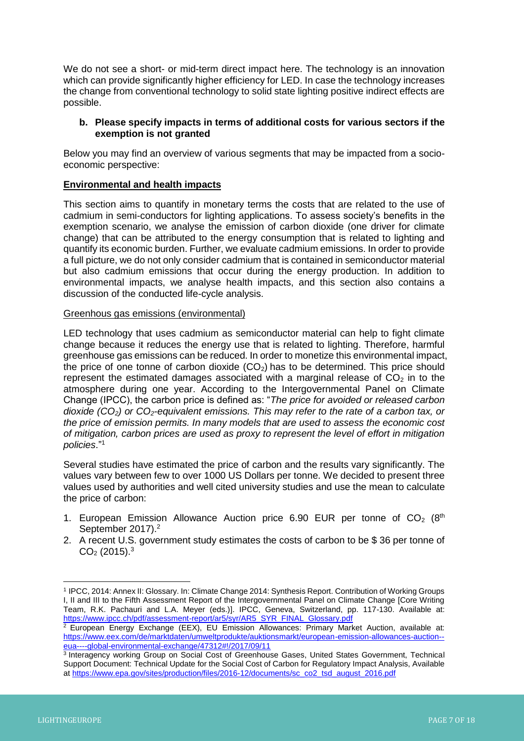We do not see a short- or mid-term direct impact here. The technology is an innovation which can provide significantly higher efficiency for LED. In case the technology increases the change from conventional technology to solid state lighting positive indirect effects are possible.

**b. Please specify impacts in terms of additional costs for various sectors if the exemption is not granted**

Below you may find an overview of various segments that may be impacted from a socio-economic perspective:

**Environmental and health impacts**

This section aims to quantify in monetary terms the costs that are related to the use of cadmium in semi-conductors for lighting applications. To assess society's benefits in the exemption scenario, we analyse the emission of carbon dioxide (one driver for climate change) that can be attributed to the energy consumption that is related to lighting and quantify its economic burden. Further, we evaluate cadmium emissions. In order to provide a full picture, we do not only consider cadmium that is contained in semiconductor material but also cadmium emissions that occur during the energy production. In addition to environmental impacts, we analyse health impacts, and this section also contains a discussion of the conducted life-cycle analysis.

Greenhous gas emissions (environmental)

LED technology that uses cadmium as semiconductor material can help to fight climate change because it reduces the energy use that is related to lighting. Therefore, harmful greenhouse gas emissions can be reduced. In order to monetize this environmental impact, the price of one tonne of carbon dioxide ($CO_2$) has to be determined. This price should represent the estimated damages associated with a marginal release of $CO_2$ in to the atmosphere during one year. According to the Intergovernmental Panel on Climate Change (IPCC), the carbon price is defined as: "*The price for avoided or released carbon dioxide ($CO_2$) or $CO_2$-equivalent emissions. This may refer to the rate of a carbon tax, or the price of emission permits. In many models that are used to assess the economic cost of mitigation, carbon prices are used as proxy to represent the level of effort in mitigation policies*."[1]

Several studies have estimated the price of carbon and the results vary significantly. The values vary between few to over 1000 US Dollars per tonne. We decided to present three values used by authorities and well cited university studies and use the mean to calculate the price of carbon:

1. European Emission Allowance Auction price 6.90 EUR per tonne of $CO_2$ (8th September 2017).[2]
2. A recent U.S. government study estimates the costs of carbon to be $ 36 per tonne of $CO_2$ (2015).[3]

---

[1] IPCC, 2014: Annex II: Glossary. In: Climate Change 2014: Synthesis Report. Contribution of Working Groups I, II and III to the Fifth Assessment Report of the Intergovernmental Panel on Climate Change [Core Writing Team, R.K. Pachauri and L.A. Meyer (eds.)]. IPCC, Geneva, Switzerland, pp. 117-130. Available at: https://www.ipcc.ch/pdf/assessment-report/ar5/syr/AR5_SYR_FINAL_Glossary.pdf

[2] European Energy Exchange (EEX), EU Emission Allowances: Primary Market Auction, available at: https://www.eex.com/de/marktdaten/umweltprodukte/auktionsmarkt/european-emission-allowances-auction--eua----global-environmental-exchange/47312#!/2017/09/11

[3] Interagency working Group on Social Cost of Greenhouse Gases, United States Government, Technical Support Document: Technical Update for the Social Cost of Carbon for Regulatory Impact Analysis, Available at https://www.epa.gov/sites/production/files/2016-12/documents/sc_co2_tsd_august_2016.pdf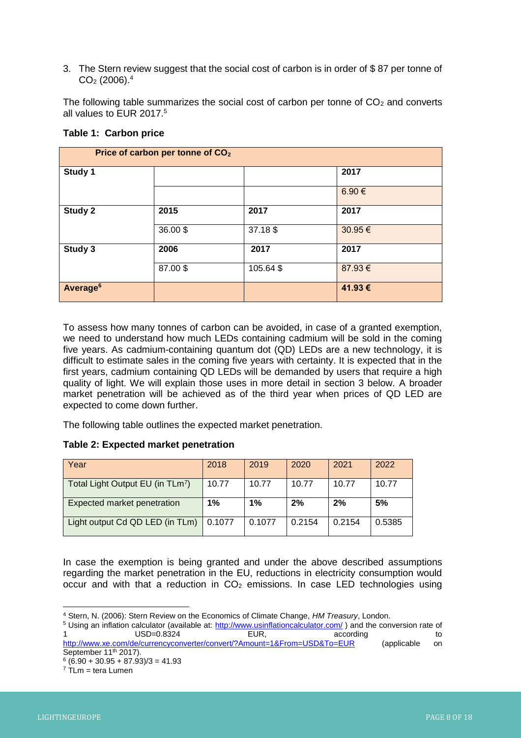3. The Stern review suggest that the social cost of carbon is in order of $ 87 per tonne of $CO_2$ (2006).[4]

The following table summarizes the social cost of carbon per tonne of $CO_2$ and converts all values to EUR 2017.[5]

**Table 1: Carbon price**

| Price of carbon per tonne of $CO_2$ | | | |
|---|---|---|---|
| **Study 1** | | | **2017** |
| | | | 6.90 € |
| **Study 2** | **2015** | **2017** | **2017** |
| | 36.00 $ | 37.18 $ | 30.95 € |
| **Study 3** | **2006** | **2017** | **2017** |
| | 87.00 $ | 105.64 $ | 87.93 € |
| **Average[6]** | | | **41.93 €** |

To assess how many tonnes of carbon can be avoided, in case of a granted exemption, we need to understand how much LEDs containing cadmium will be sold in the coming five years. As cadmium-containing quantum dot (QD) LEDs are a new technology, it is difficult to estimate sales in the coming five years with certainty. It is expected that in the first years, cadmium containing QD LEDs will be demanded by users that require a high quality of light. We will explain those uses in more detail in section 3 below. A broader market penetration will be achieved as of the third year when prices of QD LED are expected to come down further.

The following table outlines the expected market penetration.

**Table 2: Expected market penetration**

| Year | 2018 | 2019 | 2020 | 2021 | 2022 |
|---|---|---|---|---|---|
| Total Light Output EU (in TLm[7]) | 10.77 | 10.77 | 10.77 | 10.77 | 10.77 |
| Expected market penetration | **1%** | **1%** | **2%** | **2%** | **5%** |
| Light output Cd QD LED (in TLm) | 0.1077 | 0.1077 | 0.2154 | 0.2154 | 0.5385 |

In case the exemption is being granted and under the above described assumptions regarding the market penetration in the EU, reductions in electricity consumption would occur and with that a reduction in $CO_2$ emissions. In case LED technologies using

---

[4] Stern, N. (2006): Stern Review on the Economics of Climate Change, *HM Treasury*, London.

[5] Using an inflation calculator (available at: http://www.usinflationcalculator.com/ ) and the conversion rate of 1 USD=0.8324 EUR, according to http://www.xe.com/de/currencyconverter/convert/?Amount=1&From=USD&To=EUR (applicable on September 11th 2017).

[6] (6.90 + 30.95 + 87.93)/3 = 41.93

[7] TLm = tera Lumen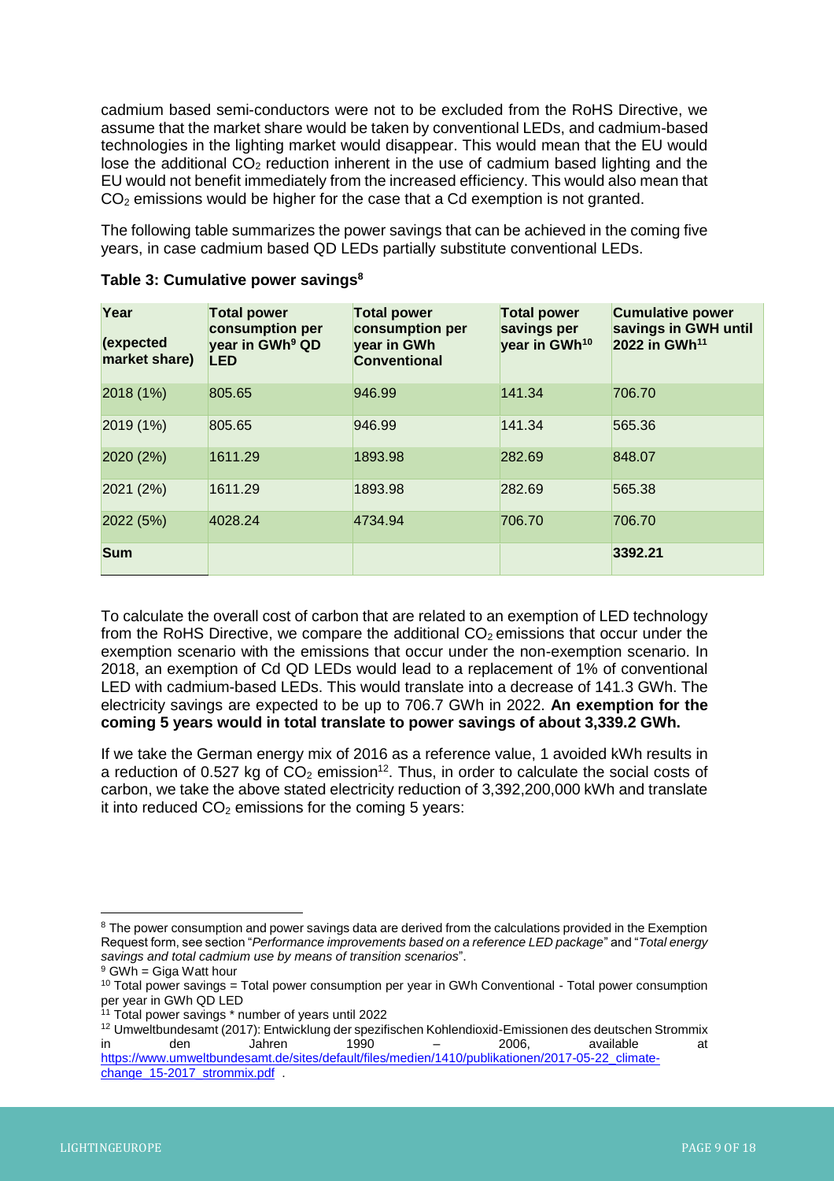cadmium based semi-conductors were not to be excluded from the RoHS Directive, we assume that the market share would be taken by conventional LEDs, and cadmium-based technologies in the lighting market would disappear. This would mean that the EU would lose the additional $CO_2$ reduction inherent in the use of cadmium based lighting and the EU would not benefit immediately from the increased efficiency. This would also mean that $CO_2$ emissions would be higher for the case that a Cd exemption is not granted.

The following table summarizes the power savings that can be achieved in the coming five years, in case cadmium based QD LEDs partially substitute conventional LEDs.

**Table 3: Cumulative power savings[8]**

| Year (expected market share) | Total power consumption per year in GWh[9] QD LED | Total power consumption per year in GWh Conventional | Total power savings per year in GWh[10] | Cumulative power savings in GWH until 2022 in GWh[11] |
|---|---|---|---|---|
| 2018 (1%) | 805.65 | 946.99 | 141.34 | 706.70 |
| 2019 (1%) | 805.65 | 946.99 | 141.34 | 565.36 |
| 2020 (2%) | 1611.29 | 1893.98 | 282.69 | 848.07 |
| 2021 (2%) | 1611.29 | 1893.98 | 282.69 | 565.38 |
| 2022 (5%) | 4028.24 | 4734.94 | 706.70 | 706.70 |
| **Sum** | | | | **3392.21** |

To calculate the overall cost of carbon that are related to an exemption of LED technology from the RoHS Directive, we compare the additional $CO_2$ emissions that occur under the exemption scenario with the emissions that occur under the non-exemption scenario. In 2018, an exemption of Cd QD LEDs would lead to a replacement of 1% of conventional LED with cadmium-based LEDs. This would translate into a decrease of 141.3 GWh. The electricity savings are expected to be up to 706.7 GWh in 2022. **An exemption for the coming 5 years would in total translate to power savings of about 3,339.2 GWh.**

If we take the German energy mix of 2016 as a reference value, 1 avoided kWh results in a reduction of 0.527 kg of $CO_2$ emission[12]. Thus, in order to calculate the social costs of carbon, we take the above stated electricity reduction of 3,392,200,000 kWh and translate it into reduced $CO_2$ emissions for the coming 5 years:

---

[8] The power consumption and power savings data are derived from the calculations provided in the Exemption Request form, see section "*Performance improvements based on a reference LED package*" and "*Total energy savings and total cadmium use by means of transition scenarios*".

[9] GWh = Giga Watt hour

[10] Total power savings = Total power consumption per year in GWh Conventional - Total power consumption per year in GWh QD LED

[11] Total power savings * number of years until 2022

[12] Umweltbundesamt (2017): Entwicklung der spezifischen Kohlendioxid-Emissionen des deutschen Strommix in den Jahren 1990 – 2006, available at https://www.umweltbundesamt.de/sites/default/files/medien/1410/publikationen/2017-05-22_climate-change_15-2017_strommix.pdf .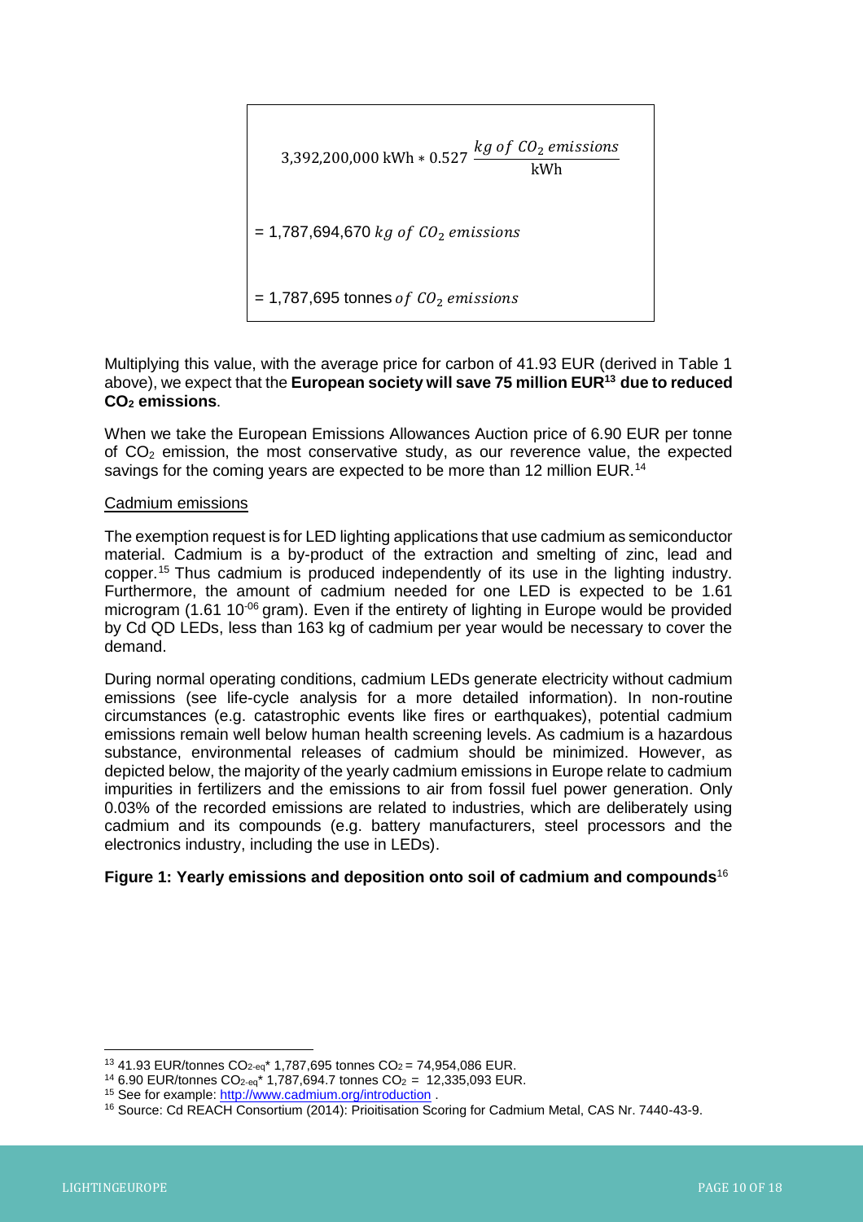$$3{,}392{,}200{,}000 \text{ kWh} * 0.527 \, \frac{kg \; of \; CO_2 \; emissions}{\text{kWh}}$$

$$= 1{,}787{,}694{,}670 \; kg \; of \; CO_2 \; emissions$$

$$= 1{,}787{,}695 \text{ tonnes } of \; CO_2 \; emissions$$

Multiplying this value, with the average price for carbon of 41.93 EUR (derived in Table 1 above), we expect that the **European society will save 75 million EUR[13] due to reduced $CO_2$ emissions**.

When we take the European Emissions Allowances Auction price of 6.90 EUR per tonne of $CO_2$ emission, the most conservative study, as our reverence value, the expected savings for the coming years are expected to be more than 12 million EUR.[14]

<u>Cadmium emissions</u>

The exemption request is for LED lighting applications that use cadmium as semiconductor material. Cadmium is a by-product of the extraction and smelting of zinc, lead and copper.[15] Thus cadmium is produced independently of its use in the lighting industry. Furthermore, the amount of cadmium needed for one LED is expected to be 1.61 microgram ($1.61 \; 10^{-06}$ gram). Even if the entirety of lighting in Europe would be provided by Cd QD LEDs, less than 163 kg of cadmium per year would be necessary to cover the demand.

During normal operating conditions, cadmium LEDs generate electricity without cadmium emissions (see life-cycle analysis for a more detailed information). In non-routine circumstances (e.g. catastrophic events like fires or earthquakes), potential cadmium emissions remain well below human health screening levels. As cadmium is a hazardous substance, environmental releases of cadmium should be minimized. However, as depicted below, the majority of the yearly cadmium emissions in Europe relate to cadmium impurities in fertilizers and the emissions to air from fossil fuel power generation. Only 0.03% of the recorded emissions are related to industries, which are deliberately using cadmium and its compounds (e.g. battery manufacturers, steel processors and the electronics industry, including the use in LEDs).

**Figure 1: Yearly emissions and deposition onto soil of cadmium and compounds**[16]

---

[13] 41.93 EUR/tonnes $CO_{2\text{-eq}}$* 1,787,695 tonnes $CO_2$ = 74,954,086 EUR.

[14] 6.90 EUR/tonnes $CO_{2\text{-eq}}$* 1,787,694.7 tonnes $CO_2$ = 12,335,093 EUR.

[15] See for example: http://www.cadmium.org/introduction .

[16] Source: Cd REACH Consortium (2014): Prioitisation Scoring for Cadmium Metal, CAS Nr. 7440-43-9.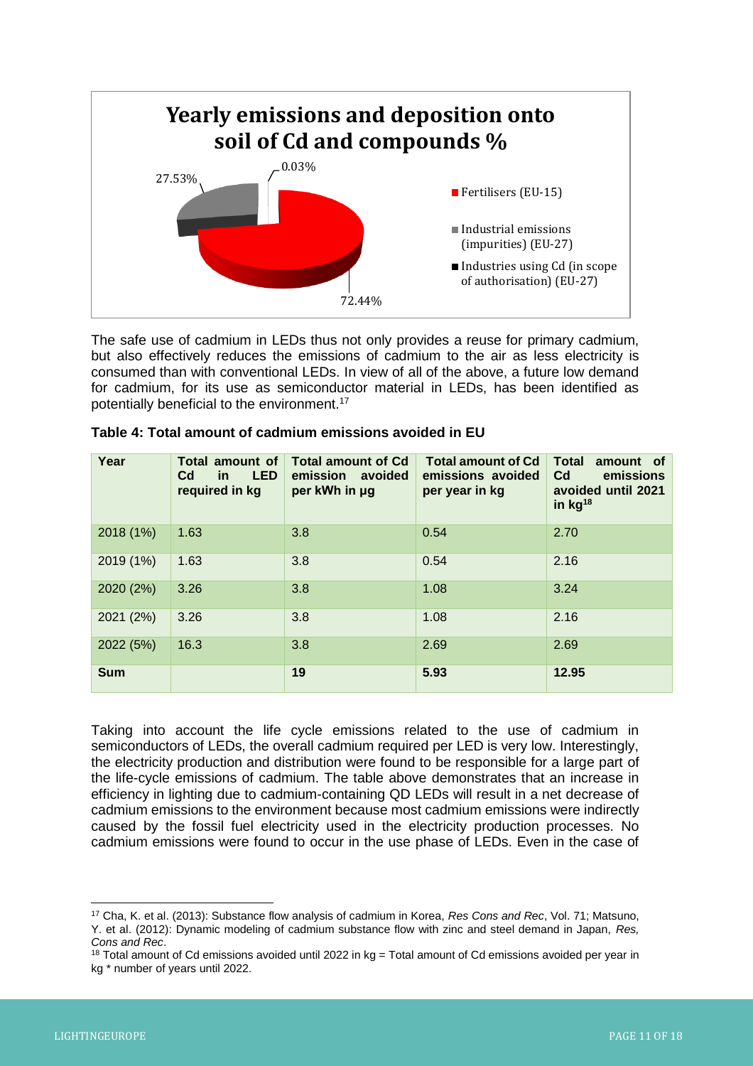**Yearly emissions and deposition onto soil of Cd and compounds %**

- Fertilisers (EU-15): 72.44%
- Industrial emissions (impurities) (EU-27): 27.53%
- Industries using Cd (in scope of authorisation) (EU-27): 0.03%

The safe use of cadmium in LEDs thus not only provides a reuse for primary cadmium, but also effectively reduces the emissions of cadmium to the air as less electricity is consumed than with conventional LEDs. In view of all of the above, a future low demand for cadmium, for its use as semiconductor material in LEDs, has been identified as potentially beneficial to the environment.[17]

**Table 4: Total amount of cadmium emissions avoided in EU**

| Year | Total amount of Cd in LED required in kg | Total amount of Cd emission avoided per kWh in µg | Total amount of Cd emissions avoided per year in kg | Total amount of Cd emissions avoided until 2021 in kg[18] |
|---|---|---|---|---|
| 2018 (1%) | 1.63 | 3.8 | 0.54 | 2.70 |
| 2019 (1%) | 1.63 | 3.8 | 0.54 | 2.16 |
| 2020 (2%) | 3.26 | 3.8 | 1.08 | 3.24 |
| 2021 (2%) | 3.26 | 3.8 | 1.08 | 2.16 |
| 2022 (5%) | 16.3 | 3.8 | 2.69 | 2.69 |
| **Sum** | | **19** | **5.93** | **12.95** |

Taking into account the life cycle emissions related to the use of cadmium in semiconductors of LEDs, the overall cadmium required per LED is very low. Interestingly, the electricity production and distribution were found to be responsible for a large part of the life-cycle emissions of cadmium. The table above demonstrates that an increase in efficiency in lighting due to cadmium-containing QD LEDs will result in a net decrease of cadmium emissions to the environment because most cadmium emissions were indirectly caused by the fossil fuel electricity used in the electricity production processes. No cadmium emissions were found to occur in the use phase of LEDs. Even in the case of

---

[17] Cha, K. et al. (2013): Substance flow analysis of cadmium in Korea, *Res Cons and Rec*, Vol. 71; Matsuno, Y. et al. (2012): Dynamic modeling of cadmium substance flow with zinc and steel demand in Japan, *Res, Cons and Rec*.

[18] Total amount of Cd emissions avoided until 2022 in kg = Total amount of Cd emissions avoided per year in kg * number of years until 2022.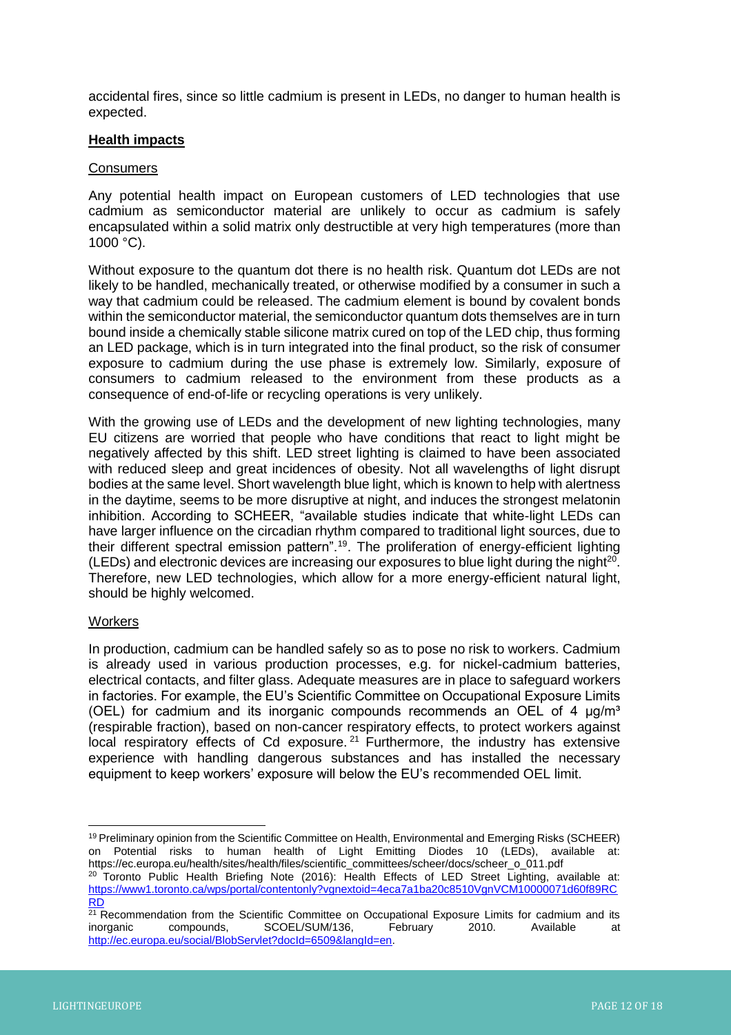accidental fires, since so little cadmium is present in LEDs, no danger to human health is expected.

**Health impacts**

Consumers

Any potential health impact on European customers of LED technologies that use cadmium as semiconductor material are unlikely to occur as cadmium is safely encapsulated within a solid matrix only destructible at very high temperatures (more than 1000 °C).

Without exposure to the quantum dot there is no health risk. Quantum dot LEDs are not likely to be handled, mechanically treated, or otherwise modified by a consumer in such a way that cadmium could be released. The cadmium element is bound by covalent bonds within the semiconductor material, the semiconductor quantum dots themselves are in turn bound inside a chemically stable silicone matrix cured on top of the LED chip, thus forming an LED package, which is in turn integrated into the final product, so the risk of consumer exposure to cadmium during the use phase is extremely low. Similarly, exposure of consumers to cadmium released to the environment from these products as a consequence of end-of-life or recycling operations is very unlikely.

With the growing use of LEDs and the development of new lighting technologies, many EU citizens are worried that people who have conditions that react to light might be negatively affected by this shift. LED street lighting is claimed to have been associated with reduced sleep and great incidences of obesity. Not all wavelengths of light disrupt bodies at the same level. Short wavelength blue light, which is known to help with alertness in the daytime, seems to be more disruptive at night, and induces the strongest melatonin inhibition. According to SCHEER, "available studies indicate that white-light LEDs can have larger influence on the circadian rhythm compared to traditional light sources, due to their different spectral emission pattern".[19]. The proliferation of energy-efficient lighting (LEDs) and electronic devices are increasing our exposures to blue light during the night[20]. Therefore, new LED technologies, which allow for a more energy-efficient natural light, should be highly welcomed.

Workers

In production, cadmium can be handled safely so as to pose no risk to workers. Cadmium is already used in various production processes, e.g. for nickel-cadmium batteries, electrical contacts, and filter glass. Adequate measures are in place to safeguard workers in factories. For example, the EU's Scientific Committee on Occupational Exposure Limits (OEL) for cadmium and its inorganic compounds recommends an OEL of 4 µg/m³ (respirable fraction), based on non-cancer respiratory effects, to protect workers against local respiratory effects of Cd exposure.[21] Furthermore, the industry has extensive experience with handling dangerous substances and has installed the necessary equipment to keep workers' exposure will below the EU's recommended OEL limit.

---

[19] Preliminary opinion from the Scientific Committee on Health, Environmental and Emerging Risks (SCHEER) on Potential risks to human health of Light Emitting Diodes 10 (LEDs), available at: https://ec.europa.eu/health/sites/health/files/scientific_committees/scheer/docs/scheer_o_011.pdf

[20] Toronto Public Health Briefing Note (2016): Health Effects of LED Street Lighting, available at: https://www1.toronto.ca/wps/portal/contentonly?vgnextoid=4eca7a1ba20c8510VgnVCM10000071d60f89RCRD

[21] Recommendation from the Scientific Committee on Occupational Exposure Limits for cadmium and its inorganic compounds, SCOEL/SUM/136, February 2010. Available at http://ec.europa.eu/social/BlobServlet?docId=6509&langId=en.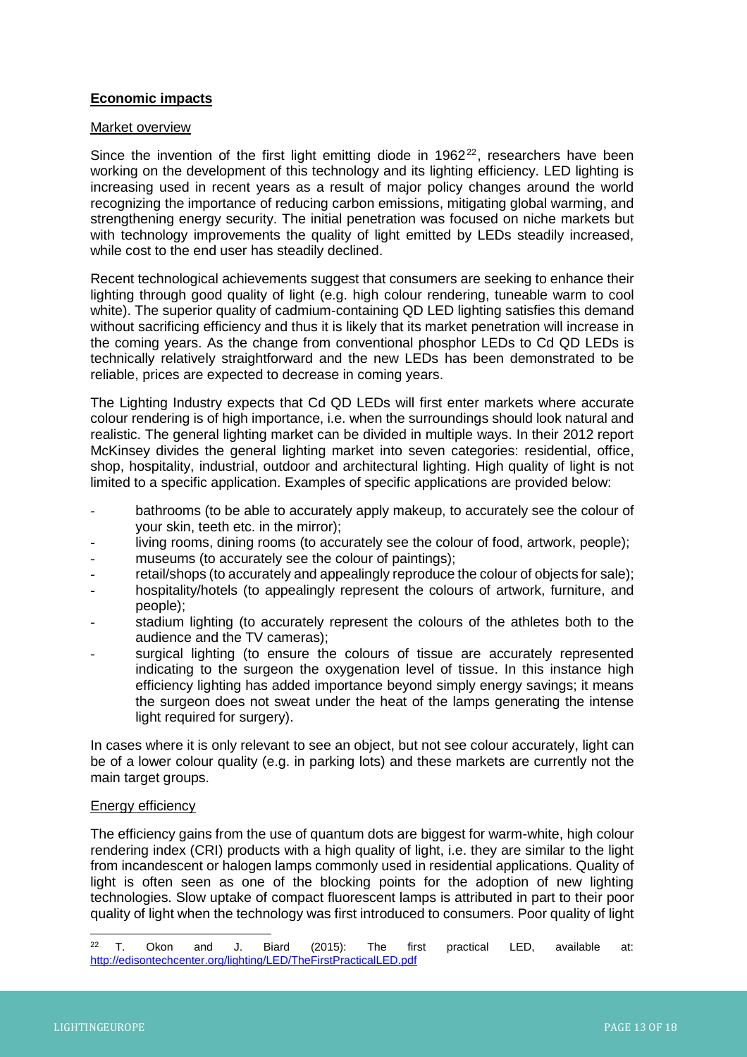**<u>Economic impacts</u>**

<u>Market overview</u>

Since the invention of the first light emitting diode in 1962[22], researchers have been working on the development of this technology and its lighting efficiency. LED lighting is increasing used in recent years as a result of major policy changes around the world recognizing the importance of reducing carbon emissions, mitigating global warming, and strengthening energy security. The initial penetration was focused on niche markets but with technology improvements the quality of light emitted by LEDs steadily increased, while cost to the end user has steadily declined.

Recent technological achievements suggest that consumers are seeking to enhance their lighting through good quality of light (e.g. high colour rendering, tuneable warm to cool white). The superior quality of cadmium-containing QD LED lighting satisfies this demand without sacrificing efficiency and thus it is likely that its market penetration will increase in the coming years. As the change from conventional phosphor LEDs to Cd QD LEDs is technically relatively straightforward and the new LEDs has been demonstrated to be reliable, prices are expected to decrease in coming years.

The Lighting Industry expects that Cd QD LEDs will first enter markets where accurate colour rendering is of high importance, i.e. when the surroundings should look natural and realistic. The general lighting market can be divided in multiple ways. In their 2012 report McKinsey divides the general lighting market into seven categories: residential, office, shop, hospitality, industrial, outdoor and architectural lighting. High quality of light is not limited to a specific application. Examples of specific applications are provided below:

- bathrooms (to be able to accurately apply makeup, to accurately see the colour of your skin, teeth etc. in the mirror);
- living rooms, dining rooms (to accurately see the colour of food, artwork, people);
- museums (to accurately see the colour of paintings);
- retail/shops (to accurately and appealingly reproduce the colour of objects for sale);
- hospitality/hotels (to appealingly represent the colours of artwork, furniture, and people);
- stadium lighting (to accurately represent the colours of the athletes both to the audience and the TV cameras);
- surgical lighting (to ensure the colours of tissue are accurately represented indicating to the surgeon the oxygenation level of tissue. In this instance high efficiency lighting has added importance beyond simply energy savings; it means the surgeon does not sweat under the heat of the lamps generating the intense light required for surgery).

In cases where it is only relevant to see an object, but not see colour accurately, light can be of a lower colour quality (e.g. in parking lots) and these markets are currently not the main target groups.

<u>Energy efficiency</u>

The efficiency gains from the use of quantum dots are biggest for warm-white, high colour rendering index (CRI) products with a high quality of light, i.e. they are similar to the light from incandescent or halogen lamps commonly used in residential applications. Quality of light is often seen as one of the blocking points for the adoption of new lighting technologies. Slow uptake of compact fluorescent lamps is attributed in part to their poor quality of light when the technology was first introduced to consumers. Poor quality of light

[22] T. Okon and J. Biard (2015): The first practical LED, available at: http://edisontechcenter.org/lighting/LED/TheFirstPracticalLED.pdf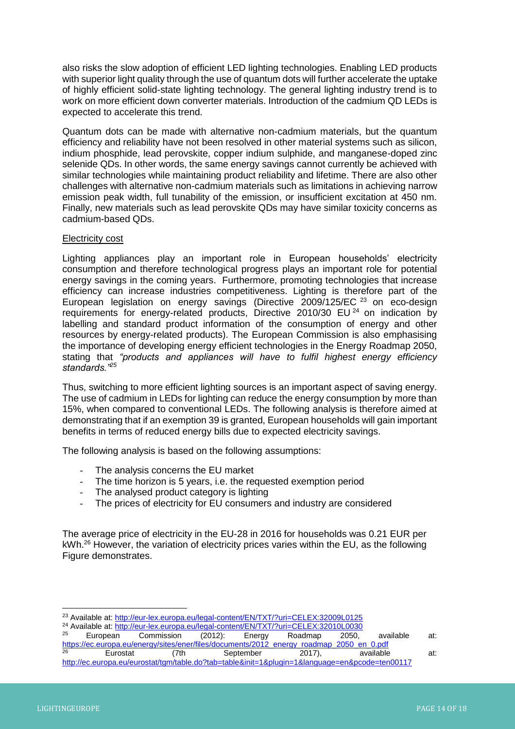also risks the slow adoption of efficient LED lighting technologies. Enabling LED products with superior light quality through the use of quantum dots will further accelerate the uptake of highly efficient solid-state lighting technology. The general lighting industry trend is to work on more efficient down converter materials. Introduction of the cadmium QD LEDs is expected to accelerate this trend.

Quantum dots can be made with alternative non-cadmium materials, but the quantum efficiency and reliability have not been resolved in other material systems such as silicon, indium phosphide, lead perovskite, copper indium sulphide, and manganese-doped zinc selenide QDs. In other words, the same energy savings cannot currently be achieved with similar technologies while maintaining product reliability and lifetime. There are also other challenges with alternative non-cadmium materials such as limitations in achieving narrow emission peak width, full tunability of the emission, or insufficient excitation at 450 nm. Finally, new materials such as lead perovskite QDs may have similar toxicity concerns as cadmium-based QDs.

Electricity cost

Lighting appliances play an important role in European households' electricity consumption and therefore technological progress plays an important role for potential energy savings in the coming years. Furthermore, promoting technologies that increase efficiency can increase industries competitiveness. Lighting is therefore part of the European legislation on energy savings (Directive 2009/125/EC [23] on eco-design requirements for energy-related products, Directive 2010/30 EU [24] on indication by labelling and standard product information of the consumption of energy and other resources by energy-related products). The European Commission is also emphasising the importance of developing energy efficient technologies in the Energy Roadmap 2050, stating that *"products and appliances will have to fulfil highest energy efficiency standards."*[25]

Thus, switching to more efficient lighting sources is an important aspect of saving energy. The use of cadmium in LEDs for lighting can reduce the energy consumption by more than 15%, when compared to conventional LEDs. The following analysis is therefore aimed at demonstrating that if an exemption 39 is granted, European households will gain important benefits in terms of reduced energy bills due to expected electricity savings.

The following analysis is based on the following assumptions:

- The analysis concerns the EU market
- The time horizon is 5 years, i.e. the requested exemption period
- The analysed product category is lighting
- The prices of electricity for EU consumers and industry are considered

The average price of electricity in the EU-28 in 2016 for households was 0.21 EUR per kWh.[26] However, the variation of electricity prices varies within the EU, as the following Figure demonstrates.

---

[23] Available at: http://eur-lex.europa.eu/legal-content/EN/TXT/?uri=CELEX:32009L0125

[24] Available at: http://eur-lex.europa.eu/legal-content/EN/TXT/?uri=CELEX:32010L0030

[25] European Commission (2012): Energy Roadmap 2050, available at: https://ec.europa.eu/energy/sites/ener/files/documents/2012_energy_roadmap_2050_en_0.pdf

[26] Eurostat (7th September 2017), available at: http://ec.europa.eu/eurostat/tgm/table.do?tab=table&init=1&plugin=1&language=en&pcode=ten00117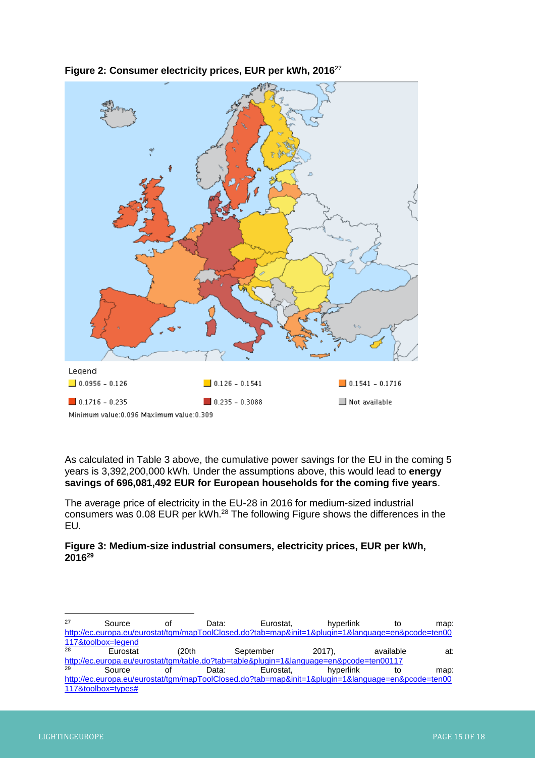**Figure 2: Consumer electricity prices, EUR per kWh, 2016**[27]

Legend

- 0.0956 - 0.126
- 0.126 - 0.1541
- 0.1541 - 0.1716
- 0.1716 - 0.235
- 0.235 - 0.3088
- Not available

Minimum value:0.096 Maximum value:0.309

As calculated in Table 3 above, the cumulative power savings for the EU in the coming 5 years is 3,392,200,000 kWh. Under the assumptions above, this would lead to **energy savings of 696,081,492 EUR for European households for the coming five years**.

The average price of electricity in the EU-28 in 2016 for medium-sized industrial consumers was 0.08 EUR per kWh.[28] The following Figure shows the differences in the EU.

**Figure 3: Medium-size industrial consumers, electricity prices, EUR per kWh, 2016**[29]

---

[27] Source of Data: Eurostat, hyperlink to map: http://ec.europa.eu/eurostat/tgm/mapToolClosed.do?tab=map&init=1&plugin=1&language=en&pcode=ten00117&toolbox=legend

[28] Eurostat (20th September 2017), available at: http://ec.europa.eu/eurostat/tgm/table.do?tab=table&plugin=1&language=en&pcode=ten00117

[29] Source of Data: Eurostat, hyperlink to map: http://ec.europa.eu/eurostat/tgm/mapToolClosed.do?tab=map&init=1&plugin=1&language=en&pcode=ten00117&toolbox=types#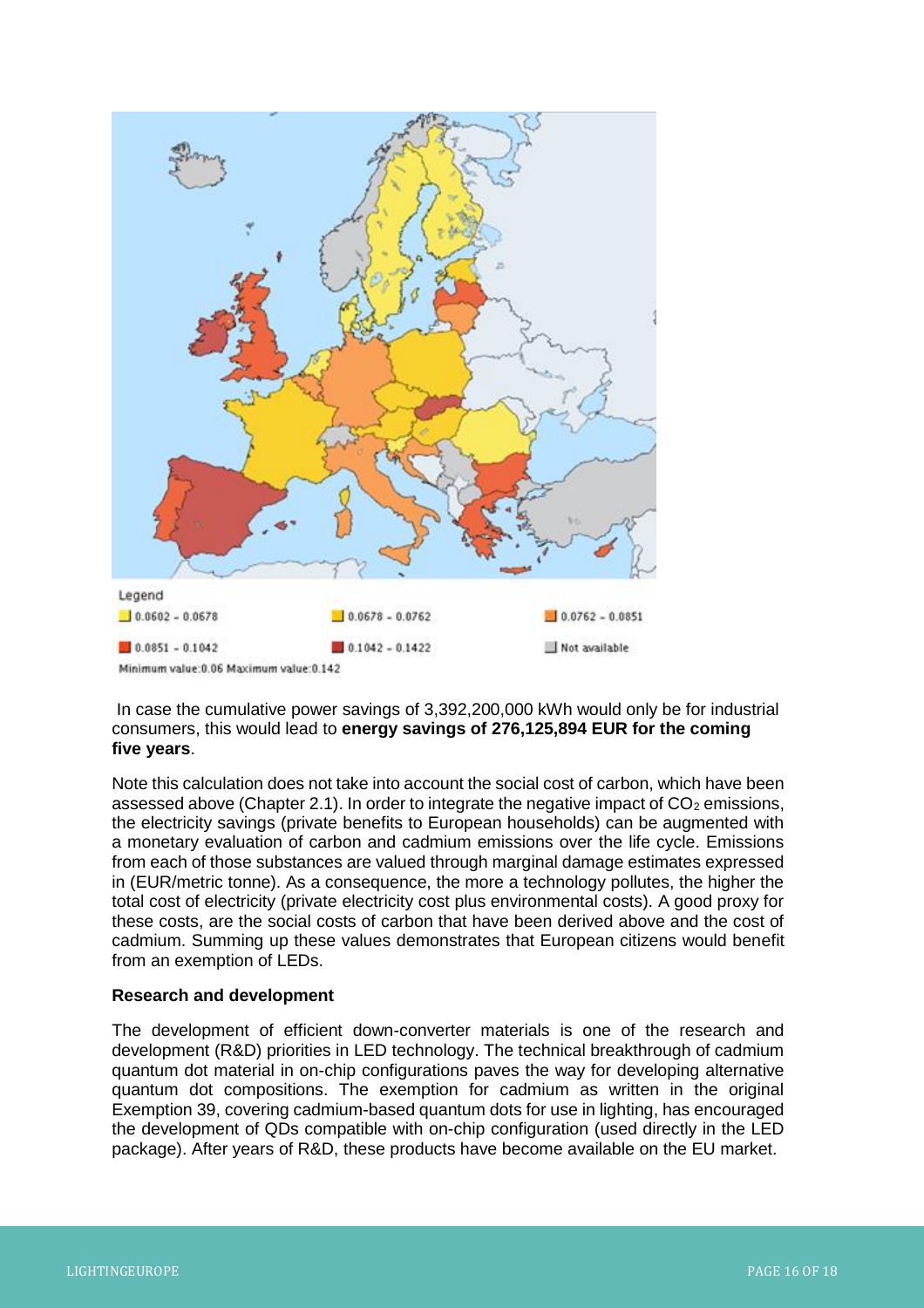Legend

- 0.0602 - 0.0678
- 0.0678 - 0.0762
- 0.0762 - 0.0851
- 0.0851 - 0.1042
- 0.1042 - 0.1422
- Not available

Minimum value:0.06 Maximum value:0.142

In case the cumulative power savings of 3,392,200,000 kWh would only be for industrial consumers, this would lead to **energy savings of 276,125,894 EUR for the coming five years**.

Note this calculation does not take into account the social cost of carbon, which have been assessed above (Chapter 2.1). In order to integrate the negative impact of $CO_2$ emissions, the electricity savings (private benefits to European households) can be augmented with a monetary evaluation of carbon and cadmium emissions over the life cycle. Emissions from each of those substances are valued through marginal damage estimates expressed in (EUR/metric tonne). As a consequence, the more a technology pollutes, the higher the total cost of electricity (private electricity cost plus environmental costs). A good proxy for these costs, are the social costs of carbon that have been derived above and the cost of cadmium. Summing up these values demonstrates that European citizens would benefit from an exemption of LEDs.

**Research and development**

The development of efficient down-converter materials is one of the research and development (R&D) priorities in LED technology. The technical breakthrough of cadmium quantum dot material in on-chip configurations paves the way for developing alternative quantum dot compositions. The exemption for cadmium as written in the original Exemption 39, covering cadmium-based quantum dots for use in lighting, has encouraged the development of QDs compatible with on-chip configuration (used directly in the LED package). After years of R&D, these products have become available on the EU market.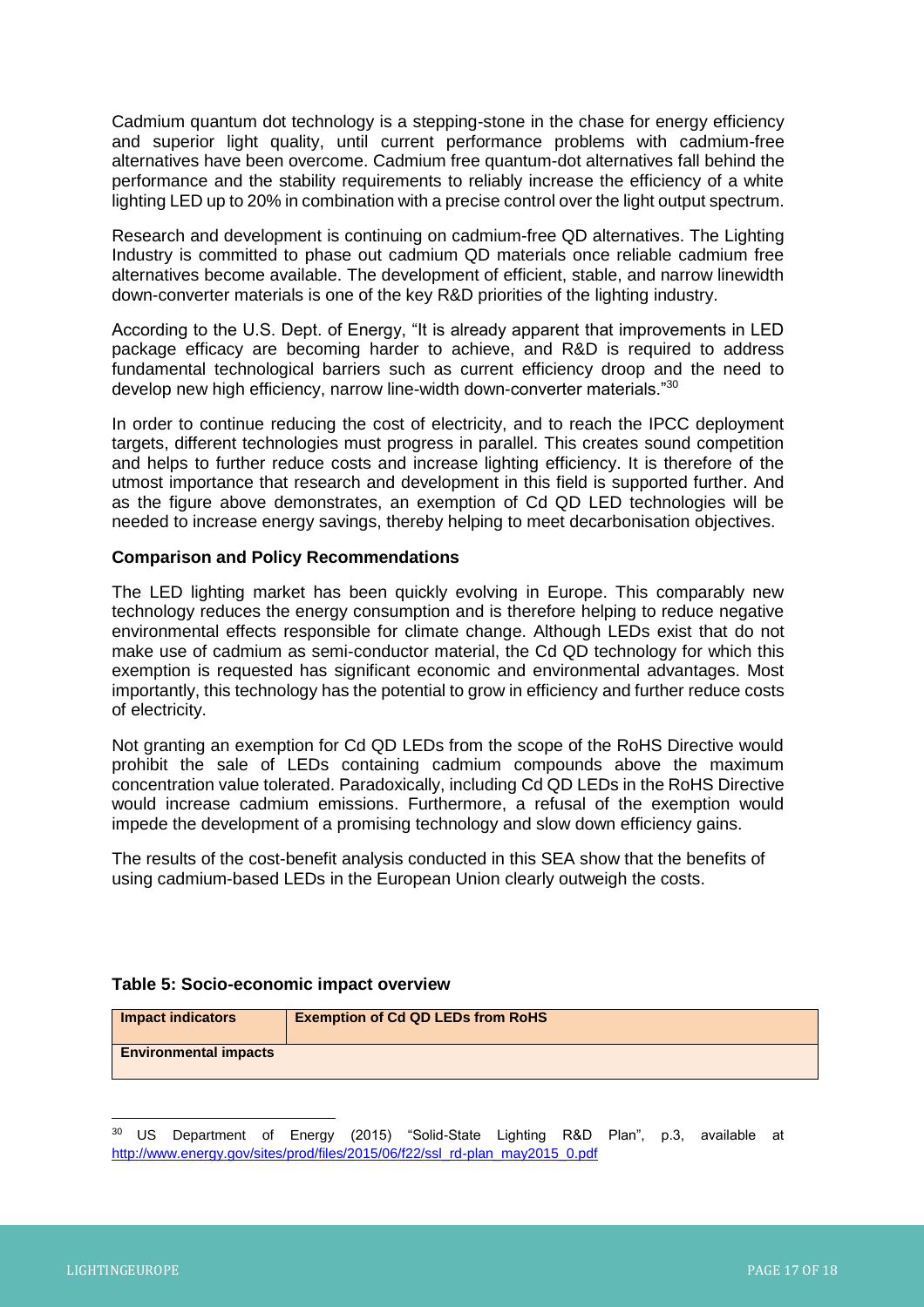Cadmium quantum dot technology is a stepping-stone in the chase for energy efficiency and superior light quality, until current performance problems with cadmium-free alternatives have been overcome. Cadmium free quantum-dot alternatives fall behind the performance and the stability requirements to reliably increase the efficiency of a white lighting LED up to 20% in combination with a precise control over the light output spectrum.

Research and development is continuing on cadmium-free QD alternatives. The Lighting Industry is committed to phase out cadmium QD materials once reliable cadmium free alternatives become available. The development of efficient, stable, and narrow linewidth down-converter materials is one of the key R&D priorities of the lighting industry.

According to the U.S. Dept. of Energy, "It is already apparent that improvements in LED package efficacy are becoming harder to achieve, and R&D is required to address fundamental technological barriers such as current efficiency droop and the need to develop new high efficiency, narrow line-width down-converter materials."[30]

In order to continue reducing the cost of electricity, and to reach the IPCC deployment targets, different technologies must progress in parallel. This creates sound competition and helps to further reduce costs and increase lighting efficiency. It is therefore of the utmost importance that research and development in this field is supported further. And as the figure above demonstrates, an exemption of Cd QD LED technologies will be needed to increase energy savings, thereby helping to meet decarbonisation objectives.

**Comparison and Policy Recommendations**

The LED lighting market has been quickly evolving in Europe. This comparably new technology reduces the energy consumption and is therefore helping to reduce negative environmental effects responsible for climate change. Although LEDs exist that do not make use of cadmium as semi-conductor material, the Cd QD technology for which this exemption is requested has significant economic and environmental advantages. Most importantly, this technology has the potential to grow in efficiency and further reduce costs of electricity.

Not granting an exemption for Cd QD LEDs from the scope of the RoHS Directive would prohibit the sale of LEDs containing cadmium compounds above the maximum concentration value tolerated. Paradoxically, including Cd QD LEDs in the RoHS Directive would increase cadmium emissions. Furthermore, a refusal of the exemption would impede the development of a promising technology and slow down efficiency gains.

The results of the cost-benefit analysis conducted in this SEA show that the benefits of using cadmium-based LEDs in the European Union clearly outweigh the costs.

**Table 5: Socio-economic impact overview**

| Impact indicators | Exemption of Cd QD LEDs from RoHS |
|---|---|
| **Environmental impacts** | |

[30] US Department of Energy (2015) "Solid-State Lighting R&D Plan", p.3, available at http://www.energy.gov/sites/prod/files/2015/06/f22/ssl_rd-plan_may2015_0.pdf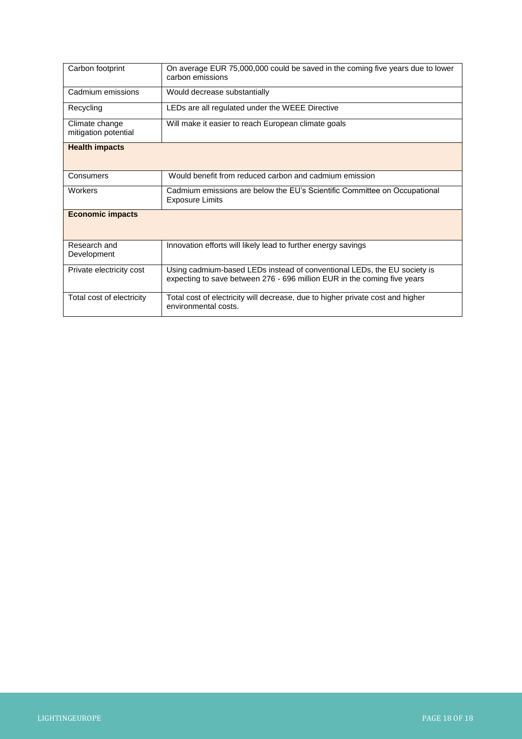| | |
|---|---|
| Carbon footprint | On average EUR 75,000,000 could be saved in the coming five years due to lower carbon emissions |
| Cadmium emissions | Would decrease substantially |
| Recycling | LEDs are all regulated under the WEEE Directive |
| Climate change mitigation potential | Will make it easier to reach European climate goals |
| **Health impacts** | |
| Consumers | Would benefit from reduced carbon and cadmium emission |
| Workers | Cadmium emissions are below the EU's Scientific Committee on Occupational Exposure Limits |
| **Economic impacts** | |
| Research and Development | Innovation efforts will likely lead to further energy savings |
| Private electricity cost | Using cadmium-based LEDs instead of conventional LEDs, the EU society is expecting to save between 276 - 696 million EUR in the coming five years |
| Total cost of electricity | Total cost of electricity will decrease, due to higher private cost and higher environmental costs. |